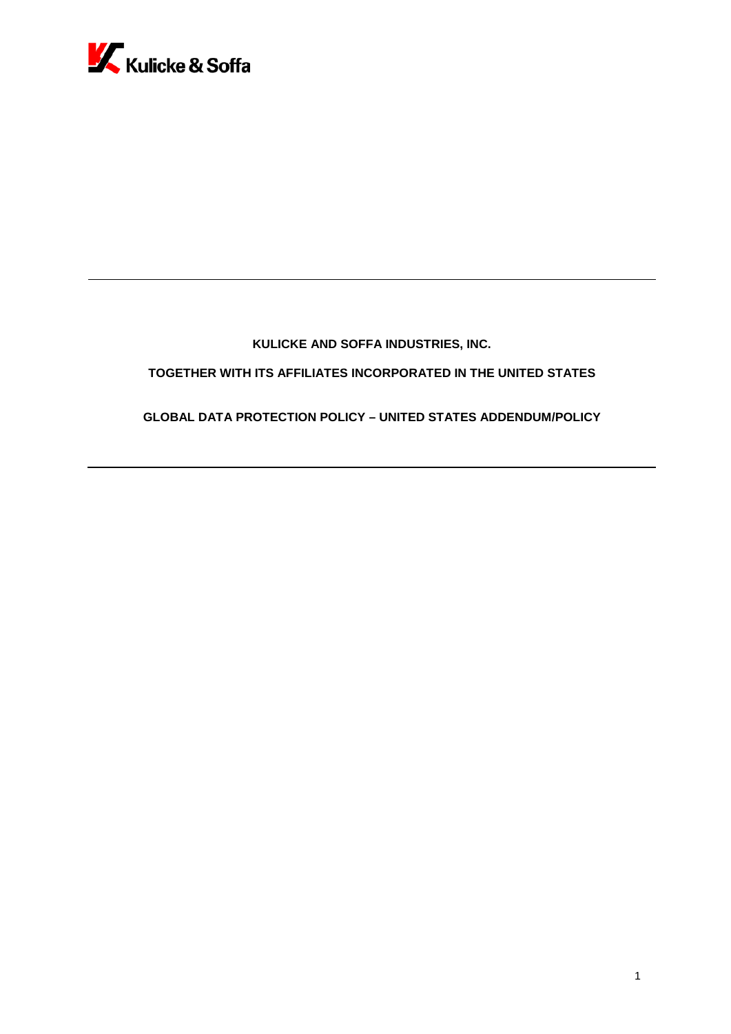Kulicke & Soffa

**KULICKE AND SOFFA INDUSTRIES, INC.**

**TOGETHER WITH ITS AFFILIATES INCORPORATED IN THE UNITED STATES**

**GLOBAL DATA PROTECTION POLICY – UNITED STATES ADDENDUM/POLICY**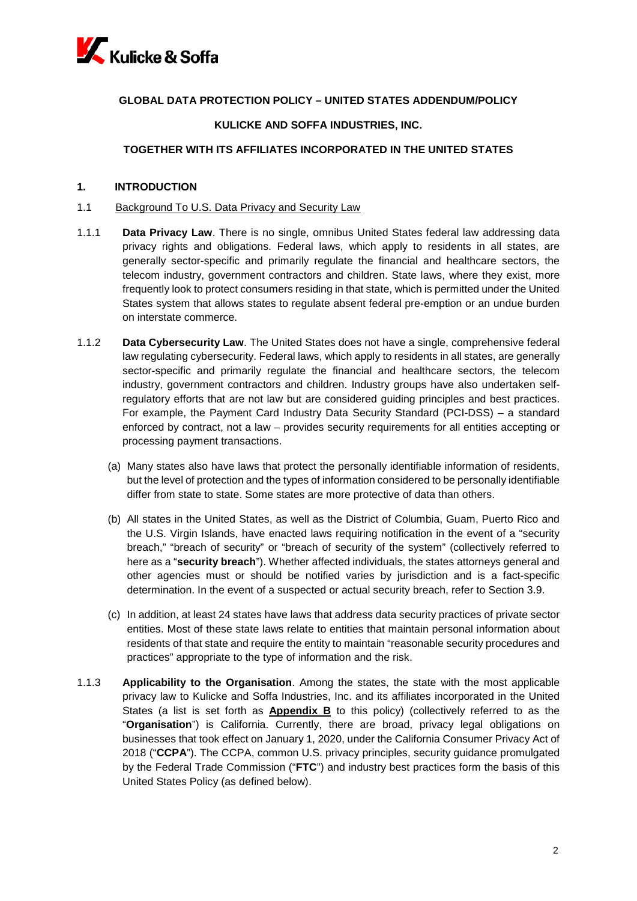**GLOBAL DATA PROTECTION POLICY – UNITED STATES ADDENDUM/POLICY**

**KULICKE AND SOFFA INDUSTRIES, INC.**

**TOGETHER WITH ITS AFFILIATES INCORPORATED IN THE UNITED STATES**

## 1. INTRODUCTION

1.1 Background To U.S. Data Privacy and Security Law

1.1.1 **Data Privacy Law**. There is no single, omnibus United States federal law addressing data privacy rights and obligations. Federal laws, which apply to residents in all states, are generally sector-specific and primarily regulate the financial and healthcare sectors, the telecom industry, government contractors and children. State laws, where they exist, more frequently look to protect consumers residing in that state, which is permitted under the United States system that allows states to regulate absent federal pre-emption or an undue burden on interstate commerce.

1.1.2 **Data Cybersecurity Law**. The United States does not have a single, comprehensive federal law regulating cybersecurity. Federal laws, which apply to residents in all states, are generally sector-specific and primarily regulate the financial and healthcare sectors, the telecom industry, government contractors and children. Industry groups have also undertaken self-regulatory efforts that are not law but are considered guiding principles and best practices. For example, the Payment Card Industry Data Security Standard (PCI-DSS) – a standard enforced by contract, not a law – provides security requirements for all entities accepting or processing payment transactions.

(a) Many states also have laws that protect the personally identifiable information of residents, but the level of protection and the types of information considered to be personally identifiable differ from state to state. Some states are more protective of data than others.

(b) All states in the United States, as well as the District of Columbia, Guam, Puerto Rico and the U.S. Virgin Islands, have enacted laws requiring notification in the event of a "security breach," "breach of security" or "breach of security of the system" (collectively referred to here as a "**security breach**"). Whether affected individuals, the states attorneys general and other agencies must or should be notified varies by jurisdiction and is a fact-specific determination. In the event of a suspected or actual security breach, refer to Section 3.9.

(c) In addition, at least 24 states have laws that address data security practices of private sector entities. Most of these state laws relate to entities that maintain personal information about residents of that state and require the entity to maintain "reasonable security procedures and practices" appropriate to the type of information and the risk.

1.1.3 **Applicability to the Organisation**. Among the states, the state with the most applicable privacy law to Kulicke and Soffa Industries, Inc. and its affiliates incorporated in the United States (a list is set forth as **Appendix B** to this policy) (collectively referred to as the "**Organisation**") is California. Currently, there are broad, privacy legal obligations on businesses that took effect on January 1, 2020, under the California Consumer Privacy Act of 2018 ("**CCPA**"). The CCPA, common U.S. privacy principles, security guidance promulgated by the Federal Trade Commission ("**FTC**") and industry best practices form the basis of this United States Policy (as defined below).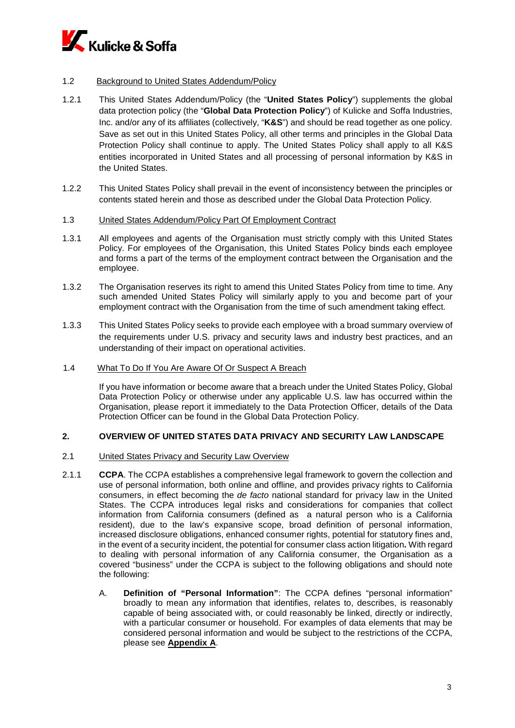1.2 Background to United States Addendum/Policy

1.2.1 This United States Addendum/Policy (the "**United States Policy**") supplements the global data protection policy (the "**Global Data Protection Policy**") of Kulicke and Soffa Industries, Inc. and/or any of its affiliates (collectively, "**K&S**") and should be read together as one policy. Save as set out in this United States Policy, all other terms and principles in the Global Data Protection Policy shall continue to apply. The United States Policy shall apply to all K&S entities incorporated in United States and all processing of personal information by K&S in the United States.

1.2.2 This United States Policy shall prevail in the event of inconsistency between the principles or contents stated herein and those as described under the Global Data Protection Policy.

1.3 United States Addendum/Policy Part Of Employment Contract

1.3.1 All employees and agents of the Organisation must strictly comply with this United States Policy. For employees of the Organisation, this United States Policy binds each employee and forms a part of the terms of the employment contract between the Organisation and the employee.

1.3.2 The Organisation reserves its right to amend this United States Policy from time to time. Any such amended United States Policy will similarly apply to you and become part of your employment contract with the Organisation from the time of such amendment taking effect.

1.3.3 This United States Policy seeks to provide each employee with a broad summary overview of the requirements under U.S. privacy and security laws and industry best practices, and an understanding of their impact on operational activities.

1.4 What To Do If You Are Aware Of Or Suspect A Breach

If you have information or become aware that a breach under the United States Policy, Global Data Protection Policy or otherwise under any applicable U.S. law has occurred within the Organisation, please report it immediately to the Data Protection Officer, details of the Data Protection Officer can be found in the Global Data Protection Policy.

## 2. OVERVIEW OF UNITED STATES DATA PRIVACY AND SECURITY LAW LANDSCAPE

2.1 United States Privacy and Security Law Overview

2.1.1 **CCPA**. The CCPA establishes a comprehensive legal framework to govern the collection and use of personal information, both online and offline, and provides privacy rights to California consumers, in effect becoming the *de facto* national standard for privacy law in the United States. The CCPA introduces legal risks and considerations for companies that collect information from California consumers (defined as a natural person who is a California resident), due to the law's expansive scope, broad definition of personal information, increased disclosure obligations, enhanced consumer rights, potential for statutory fines and, in the event of a security incident, the potential for consumer class action litigation**.** With regard to dealing with personal information of any California consumer, the Organisation as a covered "business" under the CCPA is subject to the following obligations and should note the following:

A. **Definition of "Personal Information"**: The CCPA defines "personal information" broadly to mean any information that identifies, relates to, describes, is reasonably capable of being associated with, or could reasonably be linked, directly or indirectly, with a particular consumer or household. For examples of data elements that may be considered personal information and would be subject to the restrictions of the CCPA, please see **Appendix A**.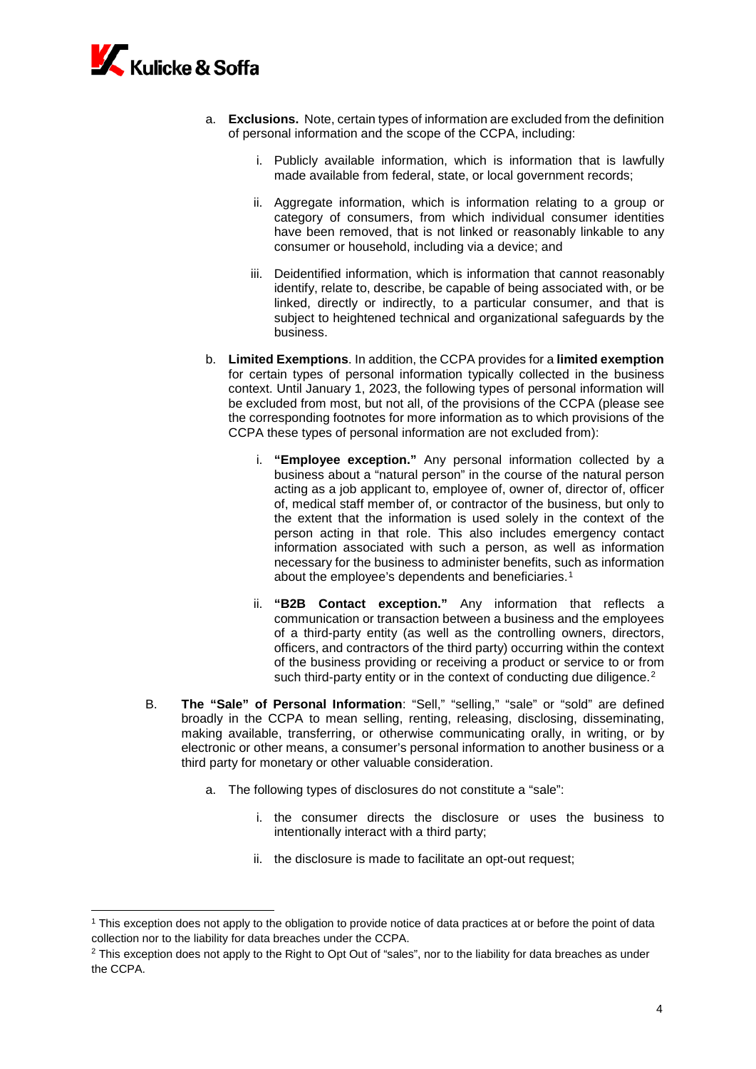a. **Exclusions.** Note, certain types of information are excluded from the definition of personal information and the scope of the CCPA, including:

   i. Publicly available information, which is information that is lawfully made available from federal, state, or local government records;

   ii. Aggregate information, which is information relating to a group or category of consumers, from which individual consumer identities have been removed, that is not linked or reasonably linkable to any consumer or household, including via a device; and

   iii. Deidentified information, which is information that cannot reasonably identify, relate to, describe, be capable of being associated with, or be linked, directly or indirectly, to a particular consumer, and that is subject to heightened technical and organizational safeguards by the business.

b. **Limited Exemptions**. In addition, the CCPA provides for a **limited exemption** for certain types of personal information typically collected in the business context. Until January 1, 2023, the following types of personal information will be excluded from most, but not all, of the provisions of the CCPA (please see the corresponding footnotes for more information as to which provisions of the CCPA these types of personal information are not excluded from):

   i. **"Employee exception."** Any personal information collected by a business about a "natural person" in the course of the natural person acting as a job applicant to, employee of, owner of, director of, officer of, medical staff member of, or contractor of the business, but only to the extent that the information is used solely in the context of the person acting in that role. This also includes emergency contact information associated with such a person, as well as information necessary for the business to administer benefits, such as information about the employee's dependents and beneficiaries.[1]

   ii. **"B2B Contact exception."** Any information that reflects a communication or transaction between a business and the employees of a third-party entity (as well as the controlling owners, directors, officers, and contractors of the third party) occurring within the context of the business providing or receiving a product or service to or from such third-party entity or in the context of conducting due diligence.[2]

B. **The "Sale" of Personal Information**: "Sell," "selling," "sale" or "sold" are defined broadly in the CCPA to mean selling, renting, releasing, disclosing, disseminating, making available, transferring, or otherwise communicating orally, in writing, or by electronic or other means, a consumer's personal information to another business or a third party for monetary or other valuable consideration.

   a. The following types of disclosures do not constitute a "sale":

      i. the consumer directs the disclosure or uses the business to intentionally interact with a third party;

      ii. the disclosure is made to facilitate an opt-out request;

---

[1] This exception does not apply to the obligation to provide notice of data practices at or before the point of data collection nor to the liability for data breaches under the CCPA.

[2] This exception does not apply to the Right to Opt Out of "sales", nor to the liability for data breaches as under the CCPA.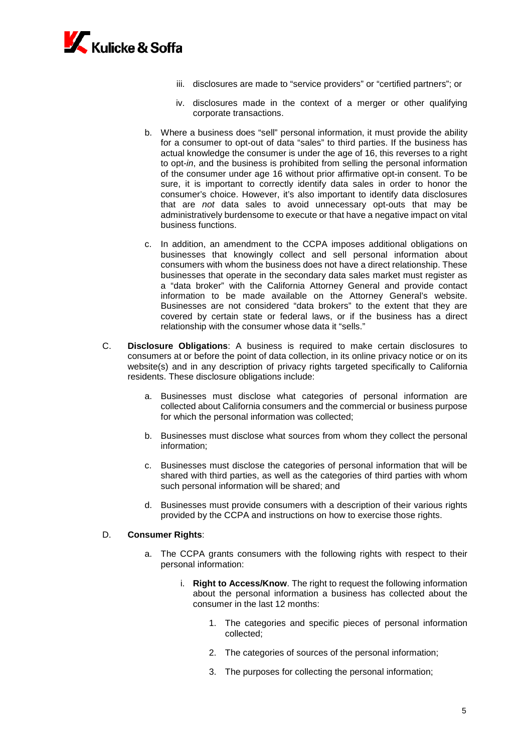iii. disclosures are made to "service providers" or "certified partners"; or

iv. disclosures made in the context of a merger or other qualifying corporate transactions.

b. Where a business does "sell" personal information, it must provide the ability for a consumer to opt-out of data "sales" to third parties. If the business has actual knowledge the consumer is under the age of 16, this reverses to a right to opt-*in*, and the business is prohibited from selling the personal information of the consumer under age 16 without prior affirmative opt-in consent. To be sure, it is important to correctly identify data sales in order to honor the consumer's choice. However, it's also important to identify data disclosures that are *not* data sales to avoid unnecessary opt-outs that may be administratively burdensome to execute or that have a negative impact on vital business functions.

c. In addition, an amendment to the CCPA imposes additional obligations on businesses that knowingly collect and sell personal information about consumers with whom the business does not have a direct relationship. These businesses that operate in the secondary data sales market must register as a "data broker" with the California Attorney General and provide contact information to be made available on the Attorney General's website. Businesses are not considered "data brokers" to the extent that they are covered by certain state or federal laws, or if the business has a direct relationship with the consumer whose data it "sells."

C. **Disclosure Obligations**: A business is required to make certain disclosures to consumers at or before the point of data collection, in its online privacy notice or on its website(s) and in any description of privacy rights targeted specifically to California residents. These disclosure obligations include:

a. Businesses must disclose what categories of personal information are collected about California consumers and the commercial or business purpose for which the personal information was collected;

b. Businesses must disclose what sources from whom they collect the personal information;

c. Businesses must disclose the categories of personal information that will be shared with third parties, as well as the categories of third parties with whom such personal information will be shared; and

d. Businesses must provide consumers with a description of their various rights provided by the CCPA and instructions on how to exercise those rights.

D. **Consumer Rights**:

a. The CCPA grants consumers with the following rights with respect to their personal information:

i. **Right to Access/Know**. The right to request the following information about the personal information a business has collected about the consumer in the last 12 months:

1. The categories and specific pieces of personal information collected;

2. The categories of sources of the personal information;

3. The purposes for collecting the personal information;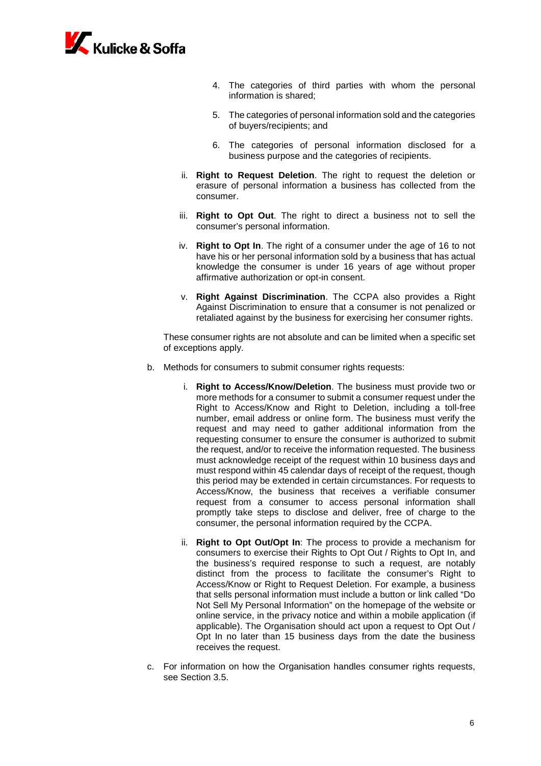4. The categories of third parties with whom the personal information is shared;

5. The categories of personal information sold and the categories of buyers/recipients; and

6. The categories of personal information disclosed for a business purpose and the categories of recipients.

ii. **Right to Request Deletion**. The right to request the deletion or erasure of personal information a business has collected from the consumer.

iii. **Right to Opt Out**. The right to direct a business not to sell the consumer's personal information.

iv. **Right to Opt In**. The right of a consumer under the age of 16 to not have his or her personal information sold by a business that has actual knowledge the consumer is under 16 years of age without proper affirmative authorization or opt-in consent.

v. **Right Against Discrimination**. The CCPA also provides a Right Against Discrimination to ensure that a consumer is not penalized or retaliated against by the business for exercising her consumer rights.

These consumer rights are not absolute and can be limited when a specific set of exceptions apply.

b. Methods for consumers to submit consumer rights requests:

i. **Right to Access/Know/Deletion**. The business must provide two or more methods for a consumer to submit a consumer request under the Right to Access/Know and Right to Deletion, including a toll-free number, email address or online form. The business must verify the request and may need to gather additional information from the requesting consumer to ensure the consumer is authorized to submit the request, and/or to receive the information requested. The business must acknowledge receipt of the request within 10 business days and must respond within 45 calendar days of receipt of the request, though this period may be extended in certain circumstances. For requests to Access/Know, the business that receives a verifiable consumer request from a consumer to access personal information shall promptly take steps to disclose and deliver, free of charge to the consumer, the personal information required by the CCPA.

ii. **Right to Opt Out/Opt In**: The process to provide a mechanism for consumers to exercise their Rights to Opt Out / Rights to Opt In, and the business's required response to such a request, are notably distinct from the process to facilitate the consumer's Right to Access/Know or Right to Request Deletion. For example, a business that sells personal information must include a button or link called "Do Not Sell My Personal Information" on the homepage of the website or online service, in the privacy notice and within a mobile application (if applicable). The Organisation should act upon a request to Opt Out / Opt In no later than 15 business days from the date the business receives the request.

c. For information on how the Organisation handles consumer rights requests, see Section 3.5.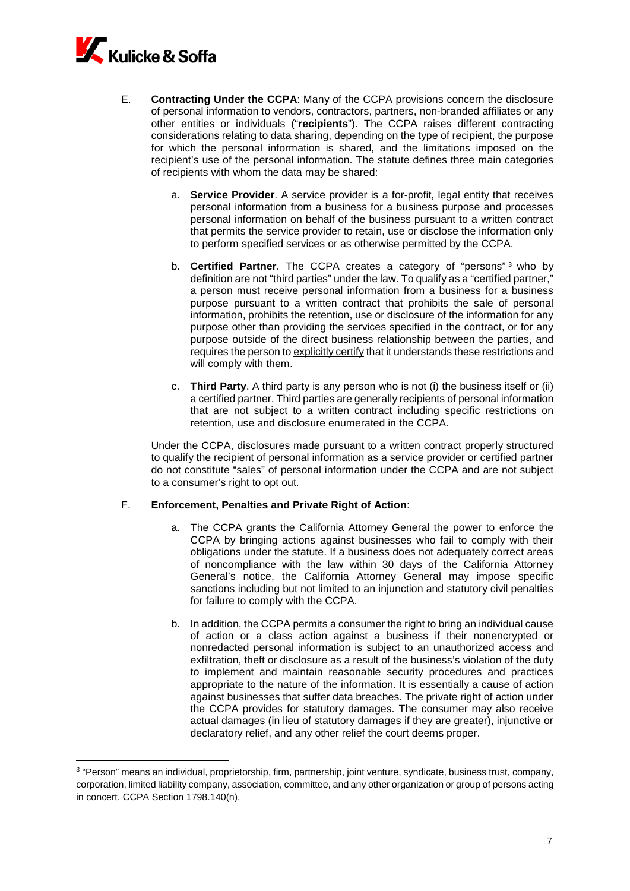E. **Contracting Under the CCPA**: Many of the CCPA provisions concern the disclosure of personal information to vendors, contractors, partners, non-branded affiliates or any other entities or individuals ("**recipients**"). The CCPA raises different contracting considerations relating to data sharing, depending on the type of recipient, the purpose for which the personal information is shared, and the limitations imposed on the recipient's use of the personal information. The statute defines three main categories of recipients with whom the data may be shared:

   a. **Service Provider**. A service provider is a for-profit, legal entity that receives personal information from a business for a business purpose and processes personal information on behalf of the business pursuant to a written contract that permits the service provider to retain, use or disclose the information only to perform specified services or as otherwise permitted by the CCPA.

   b. **Certified Partner**. The CCPA creates a category of "persons" [3] who by definition are not "third parties" under the law. To qualify as a "certified partner," a person must receive personal information from a business for a business purpose pursuant to a written contract that prohibits the sale of personal information, prohibits the retention, use or disclosure of the information for any purpose other than providing the services specified in the contract, or for any purpose outside of the direct business relationship between the parties, and requires the person to explicitly certify that it understands these restrictions and will comply with them.

   c. **Third Party**. A third party is any person who is not (i) the business itself or (ii) a certified partner. Third parties are generally recipients of personal information that are not subject to a written contract including specific restrictions on retention, use and disclosure enumerated in the CCPA.

   Under the CCPA, disclosures made pursuant to a written contract properly structured to qualify the recipient of personal information as a service provider or certified partner do not constitute "sales" of personal information under the CCPA and are not subject to a consumer's right to opt out.

F. **Enforcement, Penalties and Private Right of Action**:

   a. The CCPA grants the California Attorney General the power to enforce the CCPA by bringing actions against businesses who fail to comply with their obligations under the statute. If a business does not adequately correct areas of noncompliance with the law within 30 days of the California Attorney General's notice, the California Attorney General may impose specific sanctions including but not limited to an injunction and statutory civil penalties for failure to comply with the CCPA.

   b. In addition, the CCPA permits a consumer the right to bring an individual cause of action or a class action against a business if their nonencrypted or nonredacted personal information is subject to an unauthorized access and exfiltration, theft or disclosure as a result of the business's violation of the duty to implement and maintain reasonable security procedures and practices appropriate to the nature of the information. It is essentially a cause of action against businesses that suffer data breaches. The private right of action under the CCPA provides for statutory damages. The consumer may also receive actual damages (in lieu of statutory damages if they are greater), injunctive or declaratory relief, and any other relief the court deems proper.

---

[3] "Person" means an individual, proprietorship, firm, partnership, joint venture, syndicate, business trust, company, corporation, limited liability company, association, committee, and any other organization or group of persons acting in concert. CCPA Section 1798.140(n).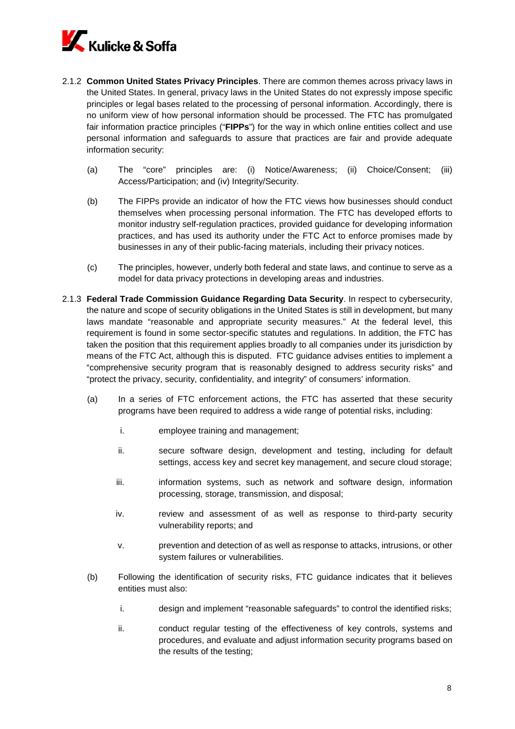2.1.2 **Common United States Privacy Principles**. There are common themes across privacy laws in the United States. In general, privacy laws in the United States do not expressly impose specific principles or legal bases related to the processing of personal information. Accordingly, there is no uniform view of how personal information should be processed. The FTC has promulgated fair information practice principles ("**FIPPs**") for the way in which online entities collect and use personal information and safeguards to assure that practices are fair and provide adequate information security:

(a) The "core" principles are: (i) Notice/Awareness; (ii) Choice/Consent; (iii) Access/Participation; and (iv) Integrity/Security.

(b) The FIPPs provide an indicator of how the FTC views how businesses should conduct themselves when processing personal information. The FTC has developed efforts to monitor industry self-regulation practices, provided guidance for developing information practices, and has used its authority under the FTC Act to enforce promises made by businesses in any of their public-facing materials, including their privacy notices.

(c) The principles, however, underly both federal and state laws, and continue to serve as a model for data privacy protections in developing areas and industries.

2.1.3 **Federal Trade Commission Guidance Regarding Data Security**. In respect to cybersecurity, the nature and scope of security obligations in the United States is still in development, but many laws mandate "reasonable and appropriate security measures." At the federal level, this requirement is found in some sector-specific statutes and regulations. In addition, the FTC has taken the position that this requirement applies broadly to all companies under its jurisdiction by means of the FTC Act, although this is disputed. FTC guidance advises entities to implement a "comprehensive security program that is reasonably designed to address security risks" and "protect the privacy, security, confidentiality, and integrity" of consumers' information.

(a) In a series of FTC enforcement actions, the FTC has asserted that these security programs have been required to address a wide range of potential risks, including:

i. employee training and management;

ii. secure software design, development and testing, including for default settings, access key and secret key management, and secure cloud storage;

iii. information systems, such as network and software design, information processing, storage, transmission, and disposal;

iv. review and assessment of as well as response to third-party security vulnerability reports; and

v. prevention and detection of as well as response to attacks, intrusions, or other system failures or vulnerabilities.

(b) Following the identification of security risks, FTC guidance indicates that it believes entities must also:

i. design and implement "reasonable safeguards" to control the identified risks;

ii. conduct regular testing of the effectiveness of key controls, systems and procedures, and evaluate and adjust information security programs based on the results of the testing;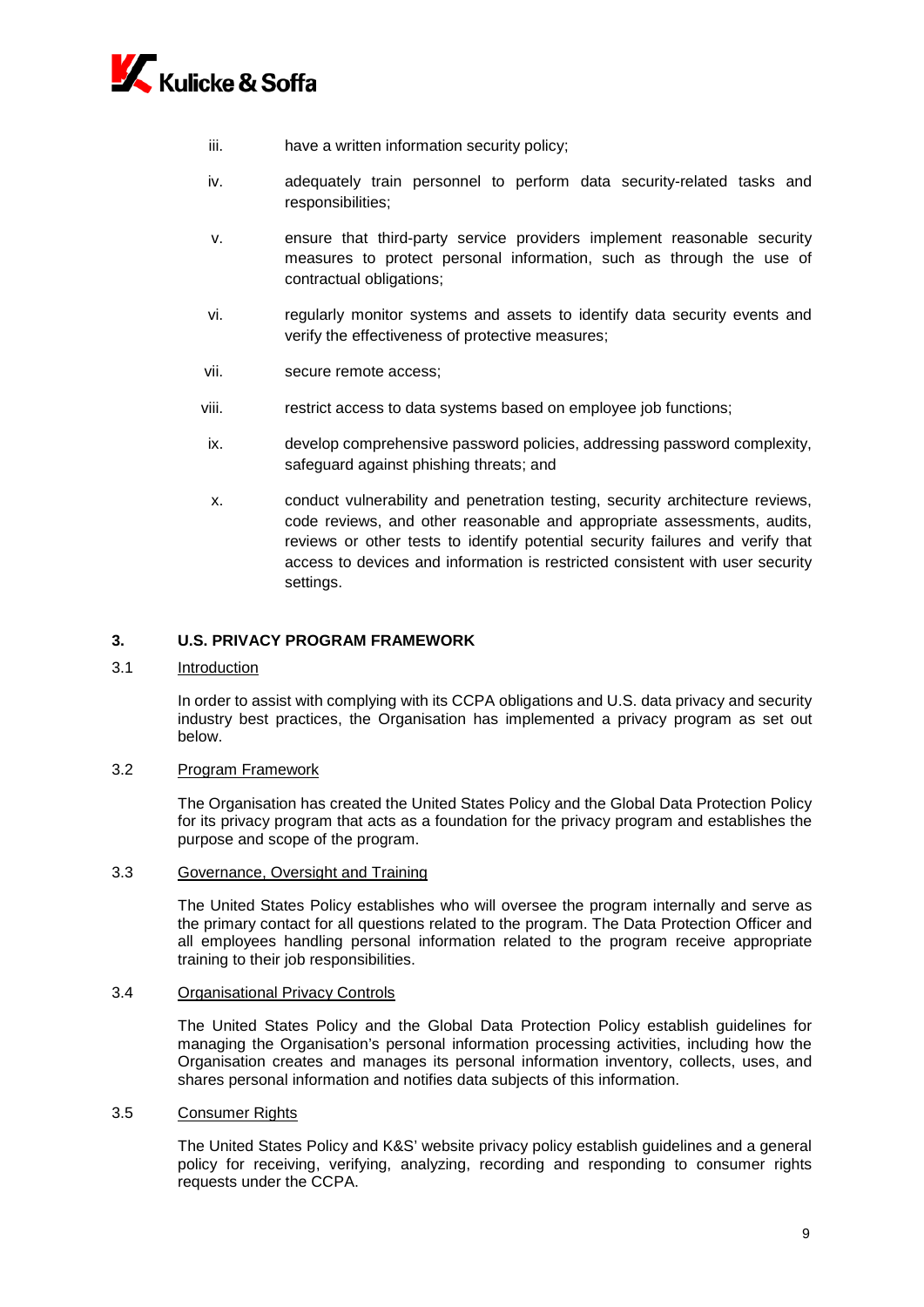iii. have a written information security policy;

iv. adequately train personnel to perform data security-related tasks and responsibilities;

v. ensure that third-party service providers implement reasonable security measures to protect personal information, such as through the use of contractual obligations;

vi. regularly monitor systems and assets to identify data security events and verify the effectiveness of protective measures;

vii. secure remote access;

viii. restrict access to data systems based on employee job functions;

ix. develop comprehensive password policies, addressing password complexity, safeguard against phishing threats; and

x. conduct vulnerability and penetration testing, security architecture reviews, code reviews, and other reasonable and appropriate assessments, audits, reviews or other tests to identify potential security failures and verify that access to devices and information is restricted consistent with user security settings.

## 3. U.S. PRIVACY PROGRAM FRAMEWORK

### 3.1 Introduction

In order to assist with complying with its CCPA obligations and U.S. data privacy and security industry best practices, the Organisation has implemented a privacy program as set out below.

### 3.2 Program Framework

The Organisation has created the United States Policy and the Global Data Protection Policy for its privacy program that acts as a foundation for the privacy program and establishes the purpose and scope of the program.

### 3.3 Governance, Oversight and Training

The United States Policy establishes who will oversee the program internally and serve as the primary contact for all questions related to the program. The Data Protection Officer and all employees handling personal information related to the program receive appropriate training to their job responsibilities.

### 3.4 Organisational Privacy Controls

The United States Policy and the Global Data Protection Policy establish guidelines for managing the Organisation's personal information processing activities, including how the Organisation creates and manages its personal information inventory, collects, uses, and shares personal information and notifies data subjects of this information.

### 3.5 Consumer Rights

The United States Policy and K&S' website privacy policy establish guidelines and a general policy for receiving, verifying, analyzing, recording and responding to consumer rights requests under the CCPA.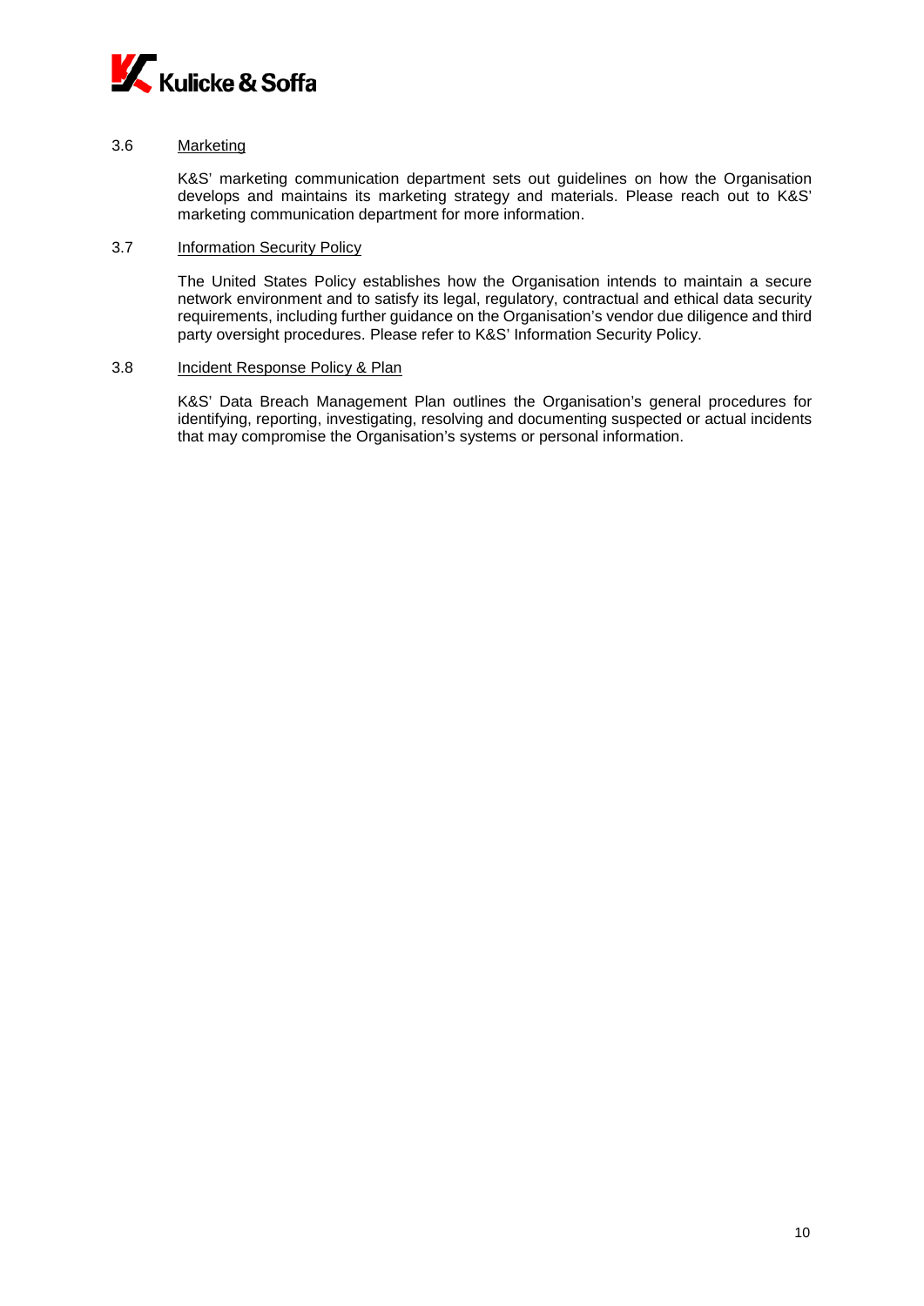### 3.6 Marketing

K&S' marketing communication department sets out guidelines on how the Organisation develops and maintains its marketing strategy and materials. Please reach out to K&S' marketing communication department for more information.

### 3.7 Information Security Policy

The United States Policy establishes how the Organisation intends to maintain a secure network environment and to satisfy its legal, regulatory, contractual and ethical data security requirements, including further guidance on the Organisation's vendor due diligence and third party oversight procedures. Please refer to K&S' Information Security Policy.

### 3.8 Incident Response Policy & Plan

K&S' Data Breach Management Plan outlines the Organisation's general procedures for identifying, reporting, investigating, resolving and documenting suspected or actual incidents that may compromise the Organisation's systems or personal information.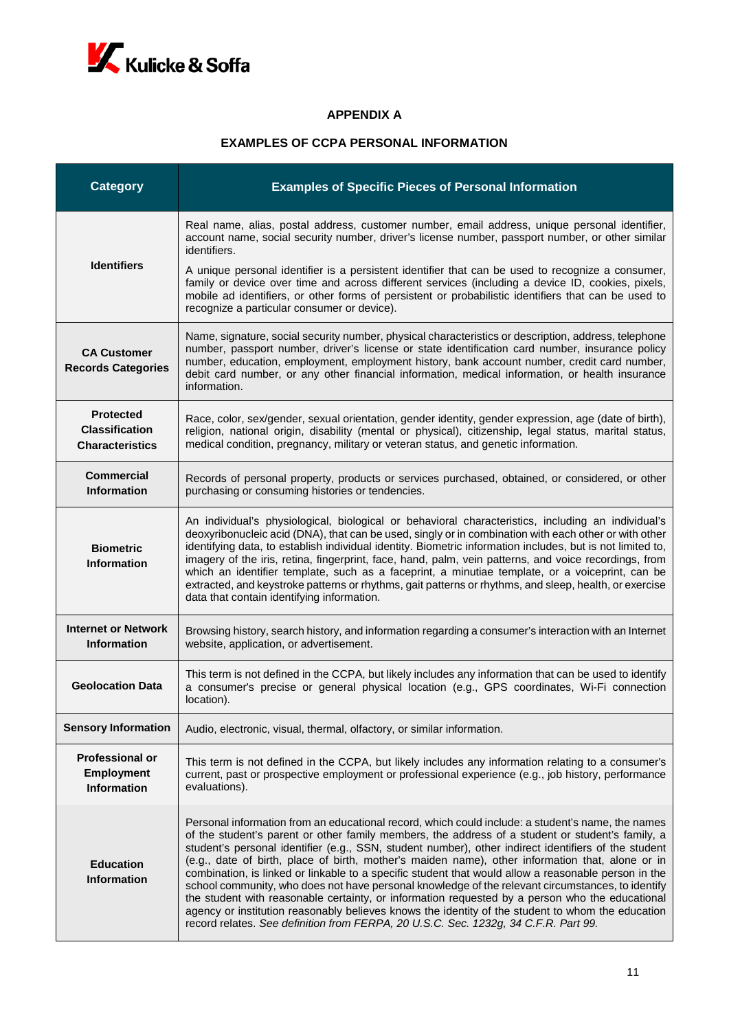## APPENDIX A

## EXAMPLES OF CCPA PERSONAL INFORMATION

| Category | Examples of Specific Pieces of Personal Information |
| --- | --- |
| **Identifiers** | Real name, alias, postal address, customer number, email address, unique personal identifier, account name, social security number, driver's license number, passport number, or other similar identifiers.<br><br>A unique personal identifier is a persistent identifier that can be used to recognize a consumer, family or device over time and across different services (including a device ID, cookies, pixels, mobile ad identifiers, or other forms of persistent or probabilistic identifiers that can be used to recognize a particular consumer or device). |
| **CA Customer Records Categories** | Name, signature, social security number, physical characteristics or description, address, telephone number, passport number, driver's license or state identification card number, insurance policy number, education, employment, employment history, bank account number, credit card number, debit card number, or any other financial information, medical information, or health insurance information. |
| **Protected Classification Characteristics** | Race, color, sex/gender, sexual orientation, gender identity, gender expression, age (date of birth), religion, national origin, disability (mental or physical), citizenship, legal status, marital status, medical condition, pregnancy, military or veteran status, and genetic information. |
| **Commercial Information** | Records of personal property, products or services purchased, obtained, or considered, or other purchasing or consuming histories or tendencies. |
| **Biometric Information** | An individual's physiological, biological or behavioral characteristics, including an individual's deoxyribonucleic acid (DNA), that can be used, singly or in combination with each other or with other identifying data, to establish individual identity. Biometric information includes, but is not limited to, imagery of the iris, retina, fingerprint, face, hand, palm, vein patterns, and voice recordings, from which an identifier template, such as a faceprint, a minutiae template, or a voiceprint, can be extracted, and keystroke patterns or rhythms, gait patterns or rhythms, and sleep, health, or exercise data that contain identifying information. |
| **Internet or Network Information** | Browsing history, search history, and information regarding a consumer's interaction with an Internet website, application, or advertisement. |
| **Geolocation Data** | This term is not defined in the CCPA, but likely includes any information that can be used to identify a consumer's precise or general physical location (e.g., GPS coordinates, Wi-Fi connection location). |
| **Sensory Information** | Audio, electronic, visual, thermal, olfactory, or similar information. |
| **Professional or Employment Information** | This term is not defined in the CCPA, but likely includes any information relating to a consumer's current, past or prospective employment or professional experience (e.g., job history, performance evaluations). |
| **Education Information** | Personal information from an educational record, which could include: a student's name, the names of the student's parent or other family members, the address of a student or student's family, a student's personal identifier (e.g., SSN, student number), other indirect identifiers of the student (e.g., date of birth, place of birth, mother's maiden name), other information that, alone or in combination, is linked or linkable to a specific student that would allow a reasonable person in the school community, who does not have personal knowledge of the relevant circumstances, to identify the student with reasonable certainty, or information requested by a person who the educational agency or institution reasonably believes knows the identity of the student to whom the education record relates. *See definition from FERPA, 20 U.S.C. Sec. 1232g, 34 C.F.R. Part 99.* |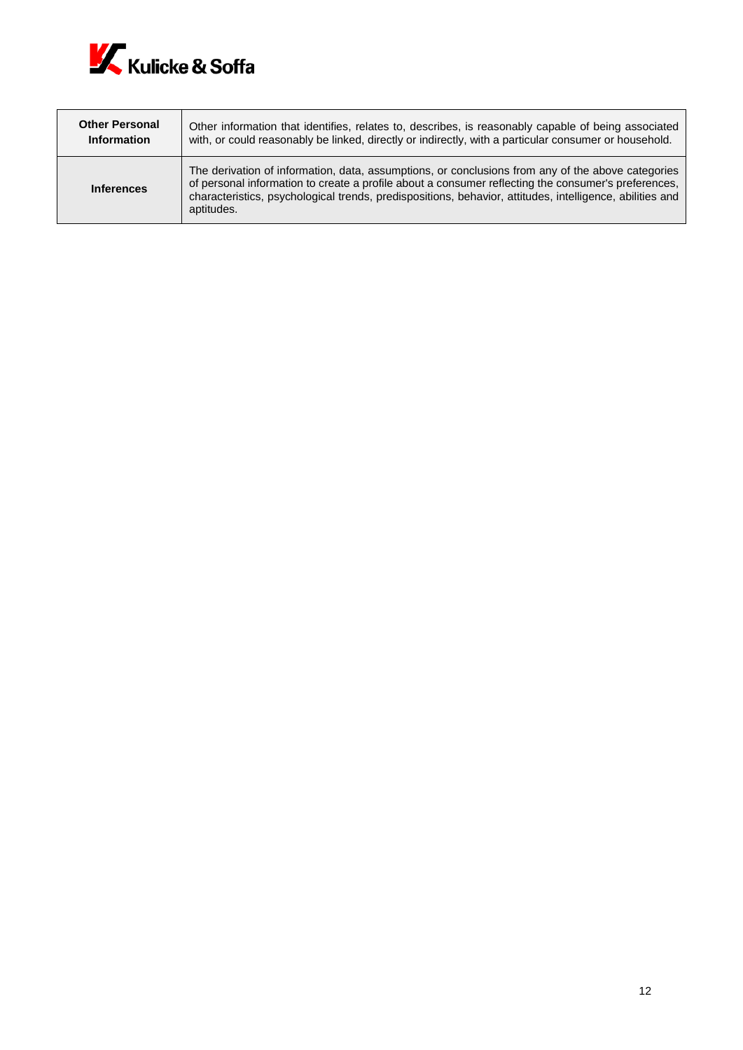| **Other Personal Information** | Other information that identifies, relates to, describes, is reasonably capable of being associated with, or could reasonably be linked, directly or indirectly, with a particular consumer or household. |
| --- | --- |
| **Inferences** | The derivation of information, data, assumptions, or conclusions from any of the above categories of personal information to create a profile about a consumer reflecting the consumer's preferences, characteristics, psychological trends, predispositions, behavior, attitudes, intelligence, abilities and aptitudes. |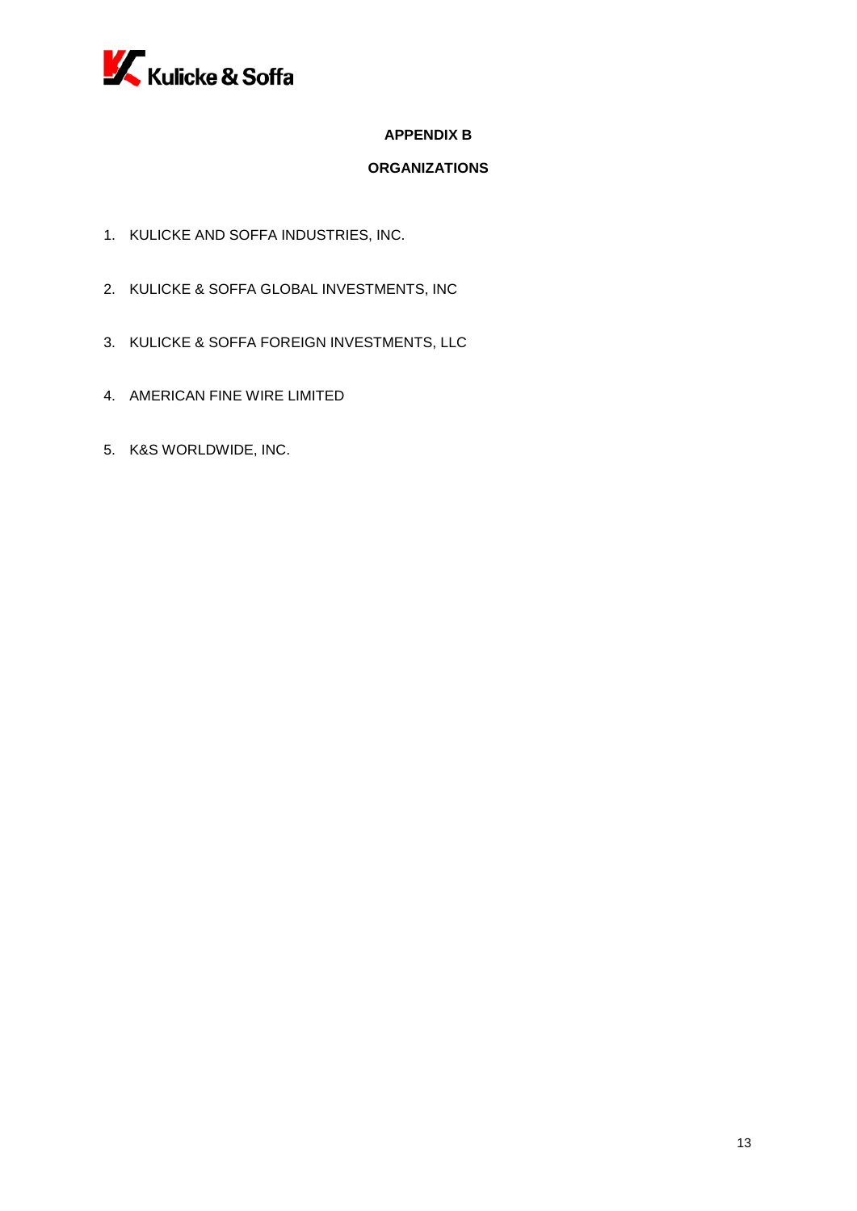## APPENDIX B

## ORGANIZATIONS

1. KULICKE AND SOFFA INDUSTRIES, INC.
2. KULICKE & SOFFA GLOBAL INVESTMENTS, INC
3. KULICKE & SOFFA FOREIGN INVESTMENTS, LLC
4. AMERICAN FINE WIRE LIMITED
5. K&S WORLDWIDE, INC.